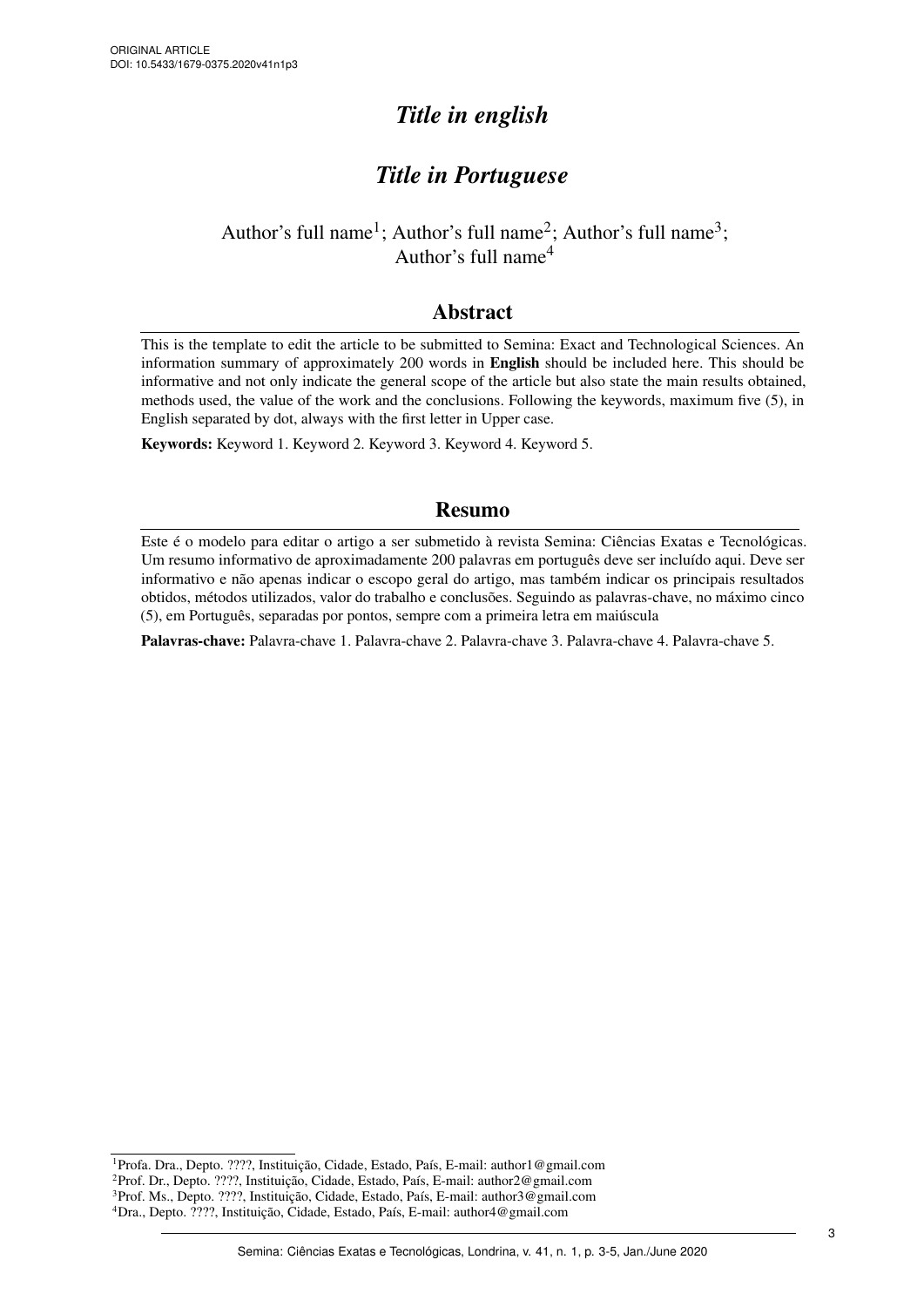ORIGINAL ARTICLE
DOI: 10.5433/1679-0375.2020v41n1p3

# *Title in english*

# *Title in Portuguese*

Author's full name[1]; Author's full name[2]; Author's full name[3]; Author's full name[4]

## Abstract

This is the template to edit the article to be submitted to Semina: Exact and Technological Sciences. An information summary of approximately 200 words in **English** should be included here. This should be informative and not only indicate the general scope of the article but also state the main results obtained, methods used, the value of the work and the conclusions. Following the keywords, maximum five (5), in English separated by dot, always with the first letter in Upper case.

**Keywords:** Keyword 1. Keyword 2. Keyword 3. Keyword 4. Keyword 5.

## Resumo

Este é o modelo para editar o artigo a ser submetido à revista Semina: Ciências Exatas e Tecnológicas. Um resumo informativo de aproximadamente 200 palavras em português deve ser incluído aqui. Deve ser informativo e não apenas indicar o escopo geral do artigo, mas também indicar os principais resultados obtidos, métodos utilizados, valor do trabalho e conclusões. Seguindo as palavras-chave, no máximo cinco (5), em Português, separadas por pontos, sempre com a primeira letra em maiúscula

**Palavras-chave:** Palavra-chave 1. Palavra-chave 2. Palavra-chave 3. Palavra-chave 4. Palavra-chave 5.

[1]Profa. Dra., Depto. ????, Instituição, Cidade, Estado, País, E-mail: author1@gmail.com
[2]Prof. Dr., Depto. ????, Instituição, Cidade, Estado, País, E-mail: author2@gmail.com
[3]Prof. Ms., Depto. ????, Instituição, Cidade, Estado, País, E-mail: author3@gmail.com
[4]Dra., Depto. ????, Instituição, Cidade, Estado, País, E-mail: author4@gmail.com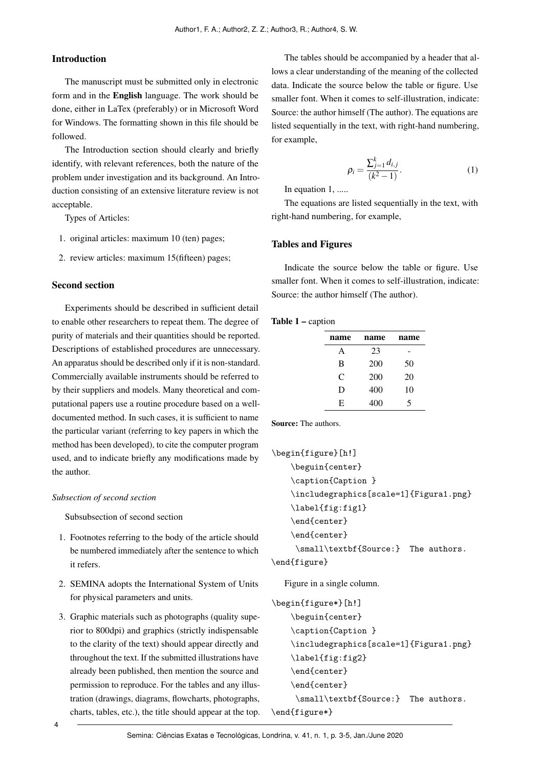## Introduction

The manuscript must be submitted only in electronic form and in the **English** language. The work should be done, either in LaTex (preferably) or in Microsoft Word for Windows. The formatting shown in this file should be followed.

The Introduction section should clearly and briefly identify, with relevant references, both the nature of the problem under investigation and its background. An Introduction consisting of an extensive literature review is not acceptable.

Types of Articles:

1. original articles: maximum 10 (ten) pages;
2. review articles: maximum 15(fifteen) pages;

## Second section

Experiments should be described in sufficient detail to enable other researchers to repeat them. The degree of purity of materials and their quantities should be reported. Descriptions of established procedures are unnecessary. An apparatus should be described only if it is non-standard. Commercially available instruments should be referred to by their suppliers and models. Many theoretical and computational papers use a routine procedure based on a well-documented method. In such cases, it is sufficient to name the particular variant (referring to key papers in which the method has been developed), to cite the computer program used, and to indicate briefly any modifications made by the author.

### *Subsection of second section*

Subsubsection of second section

1. Footnotes referring to the body of the article should be numbered immediately after the sentence to which it refers.
2. SEMINA adopts the International System of Units for physical parameters and units.
3. Graphic materials such as photographs (quality superior to 800dpi) and graphics (strictly indispensable to the clarity of the text) should appear directly and throughout the text. If the submitted illustrations have already been published, then mention the source and permission to reproduce. For the tables and any illustration (drawings, diagrams, flowcharts, photographs, charts, tables, etc.), the title should appear at the top.

The tables should be accompanied by a header that allows a clear understanding of the meaning of the collected data. Indicate the source below the table or figure. Use smaller font. When it comes to self-illustration, indicate: Source: the author himself (The author). The equations are listed sequentially in the text, with right-hand numbering, for example,

$$\rho_i = \frac{\sum_{j=1}^{k} d_{i,j}}{(k^2 - 1)}. \tag{1}$$

In equation 1, .....

The equations are listed sequentially in the text, with right-hand numbering, for example,

## Tables and Figures

Indicate the source below the table or figure. Use smaller font. When it comes to self-illustration, indicate: Source: the author himself (The author).

**Table 1 –** caption

| name | name | name |
|---|---|---|
| A | 23 | - |
| B | 200 | 50 |
| C | 200 | 20 |
| D | 400 | 10 |
| E | 400 | 5 |

**Source:** The authors.

```
\begin{figure}[h!]
    \beguin{center}
    \caption{Caption }
    \includegraphics[scale=1]{Figura1.png}
    \label{fig:fig1}
    \end{center}
    \end{center}
     \small\textbf{Source:}  The authors.
\end{figure}
```

Figure in a single column.

```
\begin{figure*}[h!]
    \beguin{center}
    \caption{Caption }
    \includegraphics[scale=1]{Figura1.png}
    \label{fig:fig2}
    \end{center}
    \end{center}
     \small\textbf{Source:}  The authors.
\end{figure*}
```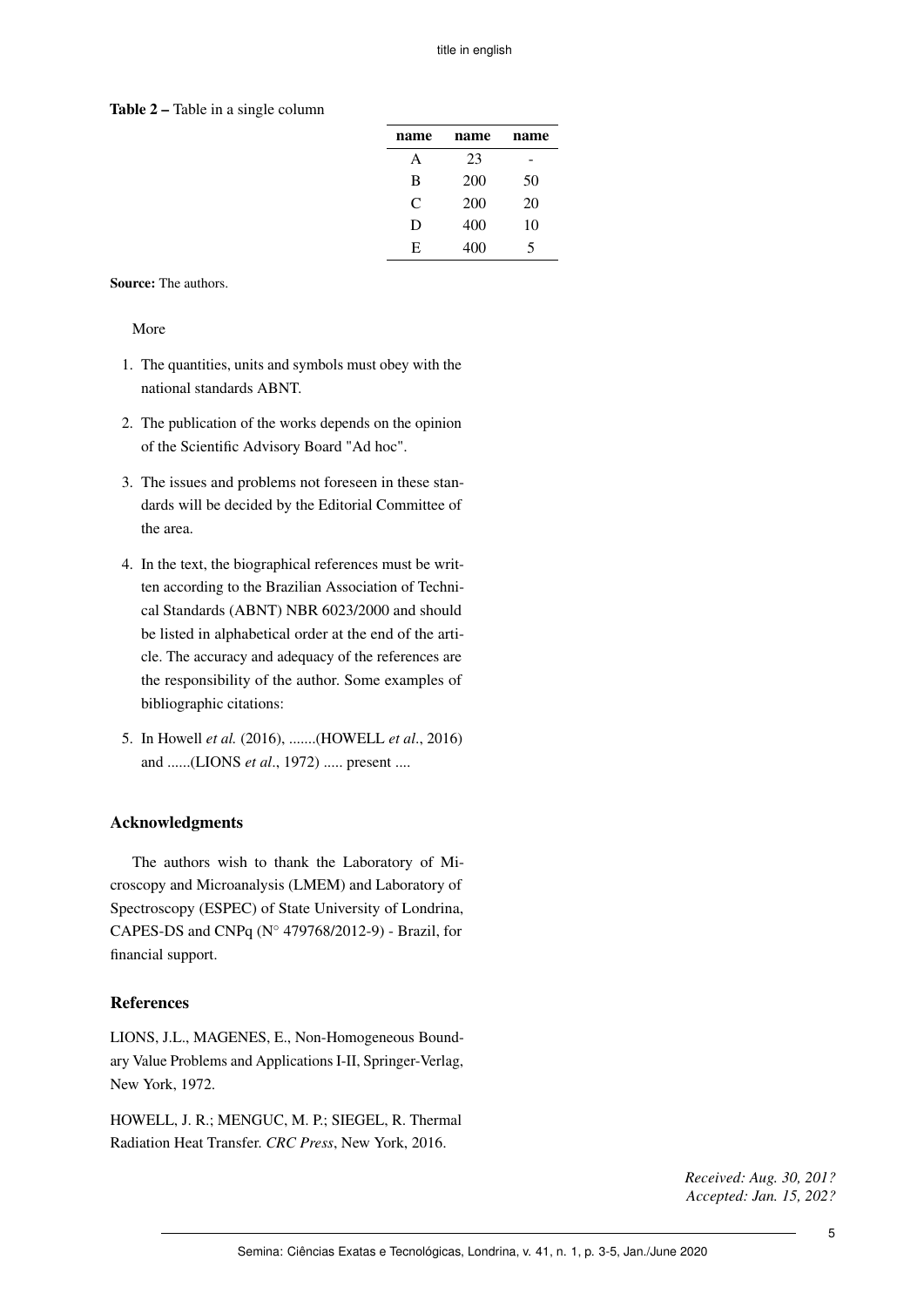**Table 2 –** Table in a single column

| name | name | name |
|---|---|---|
| A | 23 | - |
| B | 200 | 50 |
| C | 200 | 20 |
| D | 400 | 10 |
| E | 400 | 5 |

**Source:** The authors.

More

1. The quantities, units and symbols must obey with the national standards ABNT.
2. The publication of the works depends on the opinion of the Scientific Advisory Board "Ad hoc".
3. The issues and problems not foreseen in these standards will be decided by the Editorial Committee of the area.
4. In the text, the biographical references must be written according to the Brazilian Association of Technical Standards (ABNT) NBR 6023/2000 and should be listed in alphabetical order at the end of the article. The accuracy and adequacy of the references are the responsibility of the author. Some examples of bibliographic citations:
5. In Howell *et al.* (2016), .......(HOWELL *et al*., 2016) and ......(LIONS *et al*., 1972) ..... present ....

## Acknowledgments

The authors wish to thank the Laboratory of Microscopy and Microanalysis (LMEM) and Laboratory of Spectroscopy (ESPEC) of State University of Londrina, CAPES-DS and CNPq (N° 479768/2012-9) - Brazil, for financial support.

## References

LIONS, J.L., MAGENES, E., Non-Homogeneous Boundary Value Problems and Applications I-II, Springer-Verlag, New York, 1972.

HOWELL, J. R.; MENGUC, M. P.; SIEGEL, R. Thermal Radiation Heat Transfer. *CRC Press*, New York, 2016.

*Received: Aug. 30, 201?*
*Accepted: Jan. 15, 202?*